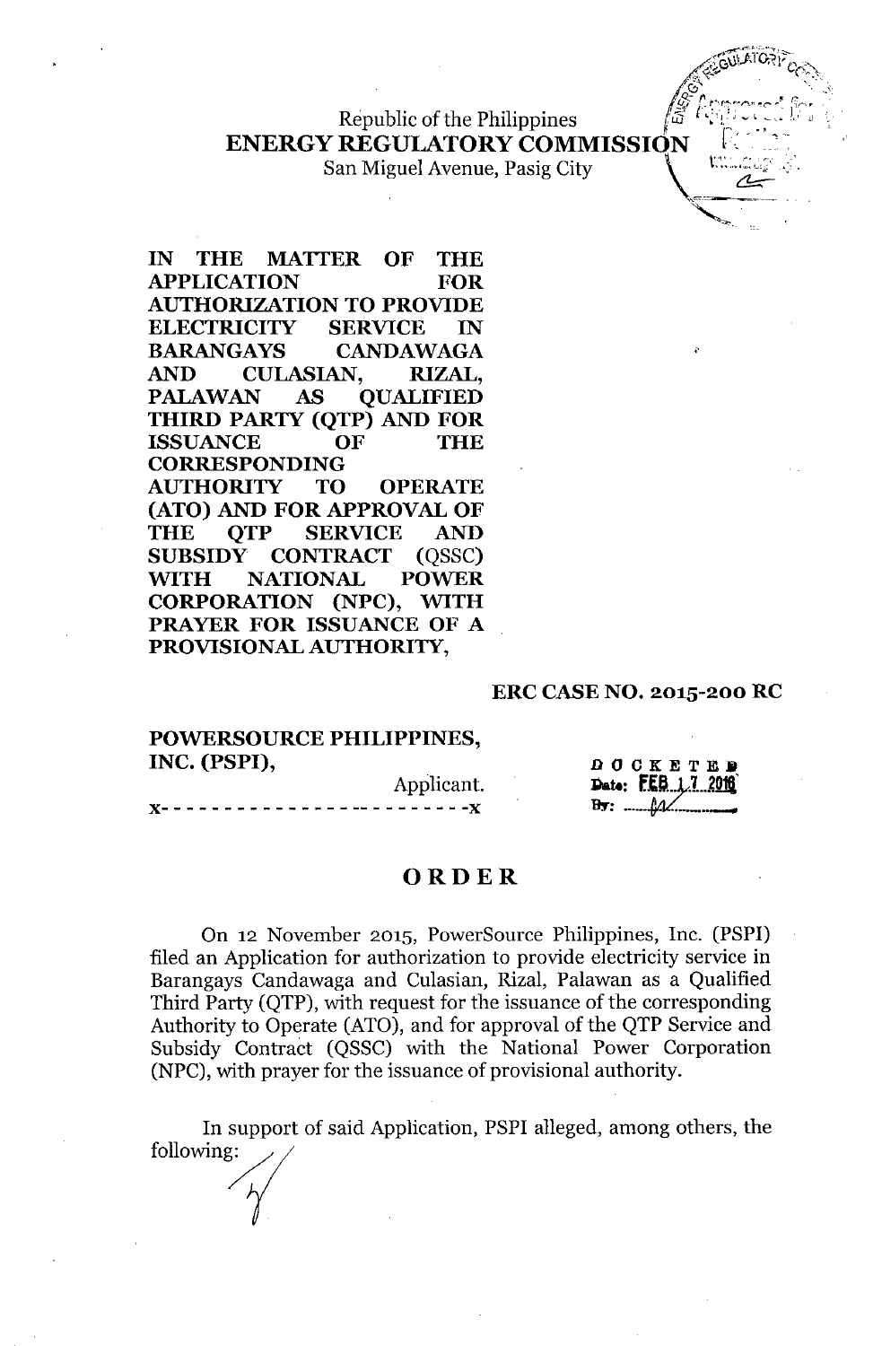Republic of the Philippines
**ENERGY REGULATORY COMMISSION**
San Miguel Avenue, Pasig City

**IN THE MATTER OF THE APPLICATION FOR AUTHORIZATION TO PROVIDE ELECTRICITY SERVICE IN BARANGAYS CANDAWAGA AND CULASIAN, RIZAL, PALAWAN AS QUALIFIED THIRD PARTY (QTP) AND FOR ISSUANCE OF THE CORRESPONDING AUTHORITY TO OPERATE (ATO) AND FOR APPROVAL OF THE QTP SERVICE AND SUBSIDY CONTRACT (QSSC) WITH NATIONAL POWER CORPORATION (NPC), WITH PRAYER FOR ISSUANCE OF A PROVISIONAL AUTHORITY,**

**ERC CASE NO. 2015-200 RC**

**POWERSOURCE PHILIPPINES, INC. (PSPI),**
Applicant.
x-------------------------x

DOCKETED
Date: FEB 17 2016
By: ____

# ORDER

On 12 November 2015, PowerSource Philippines, Inc. (PSPI) filed an Application for authorization to provide electricity service in Barangays Candawaga and Culasian, Rizal, Palawan as a Qualified Third Party (QTP), with request for the issuance of the corresponding Authority to Operate (ATO), and for approval of the QTP Service and Subsidy Contract (QSSC) with the National Power Corporation (NPC), with prayer for the issuance of provisional authority.

In support of said Application, PSPI alleged, among others, the following: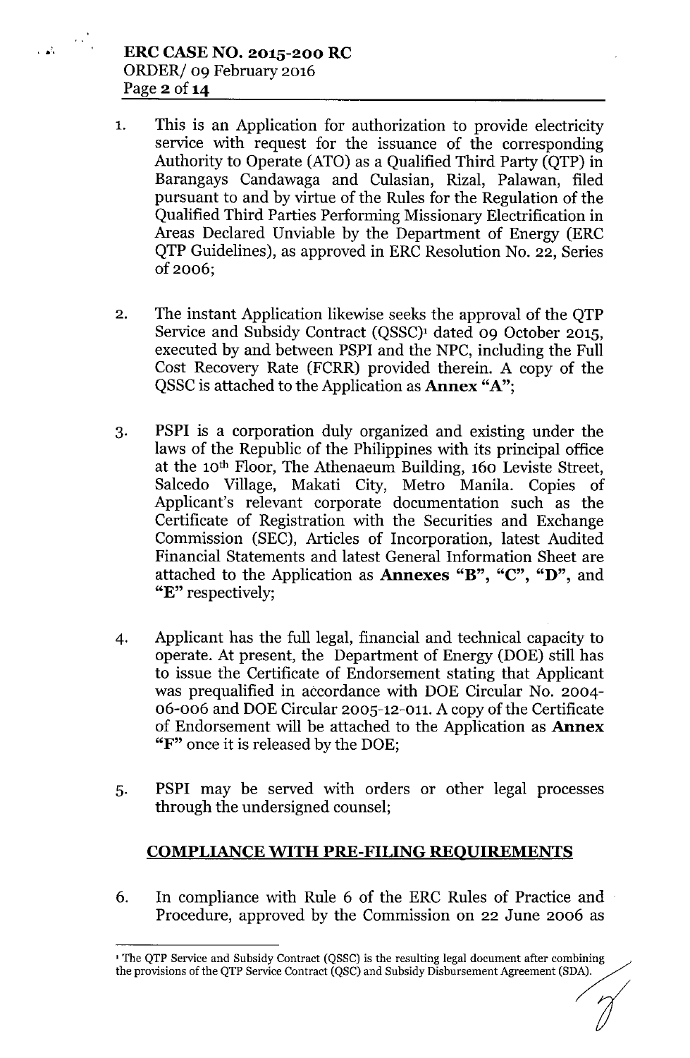1. This is an Application for authorization to provide electricity service with request for the issuance of the corresponding Authority to Operate (ATO) as a Qualified Third Party (QTP) in Barangays Candawaga and Culasian, Rizal, Palawan, filed pursuant to and by virtue of the Rules for the Regulation of the Qualified Third Parties Performing Missionary Electrification in Areas Declared Unviable by the Department of Energy (ERC QTP Guidelines), as approved in ERC Resolution No. 22, Series of 2006;

2. The instant Application likewise seeks the approval of the QTP Service and Subsidy Contract (QSSC)[1] dated 09 October 2015, executed by and between PSPI and the NPC, including the Full Cost Recovery Rate (FCRR) provided therein. A copy of the QSSC is attached to the Application as **Annex "A"**;

3. PSPI is a corporation duly organized and existing under the laws of the Republic of the Philippines with its principal office at the 10th Floor, The Athenaeum Building, 160 Leviste Street, Salcedo Village, Makati City, Metro Manila. Copies of Applicant's relevant corporate documentation such as the Certificate of Registration with the Securities and Exchange Commission (SEC), Articles of Incorporation, latest Audited Financial Statements and latest General Information Sheet are attached to the Application as **Annexes "B", "C", "D"**, and **"E"** respectively;

4. Applicant has the full legal, financial and technical capacity to operate. At present, the Department of Energy (DOE) still has to issue the Certificate of Endorsement stating that Applicant was prequalified in accordance with DOE Circular No. 2004-06-006 and DOE Circular 2005-12-011. A copy of the Certificate of Endorsement will be attached to the Application as **Annex "F"** once it is released by the DOE;

5. PSPI may be served with orders or other legal processes through the undersigned counsel;

## COMPLIANCE WITH PRE-FILING REQUIREMENTS

6. In compliance with Rule 6 of the ERC Rules of Practice and Procedure, approved by the Commission on 22 June 2006 as

[1] The QTP Service and Subsidy Contract (QSSC) is the resulting legal document after combining the provisions of the QTP Service Contract (QSC) and Subsidy Disbursement Agreement (SDA).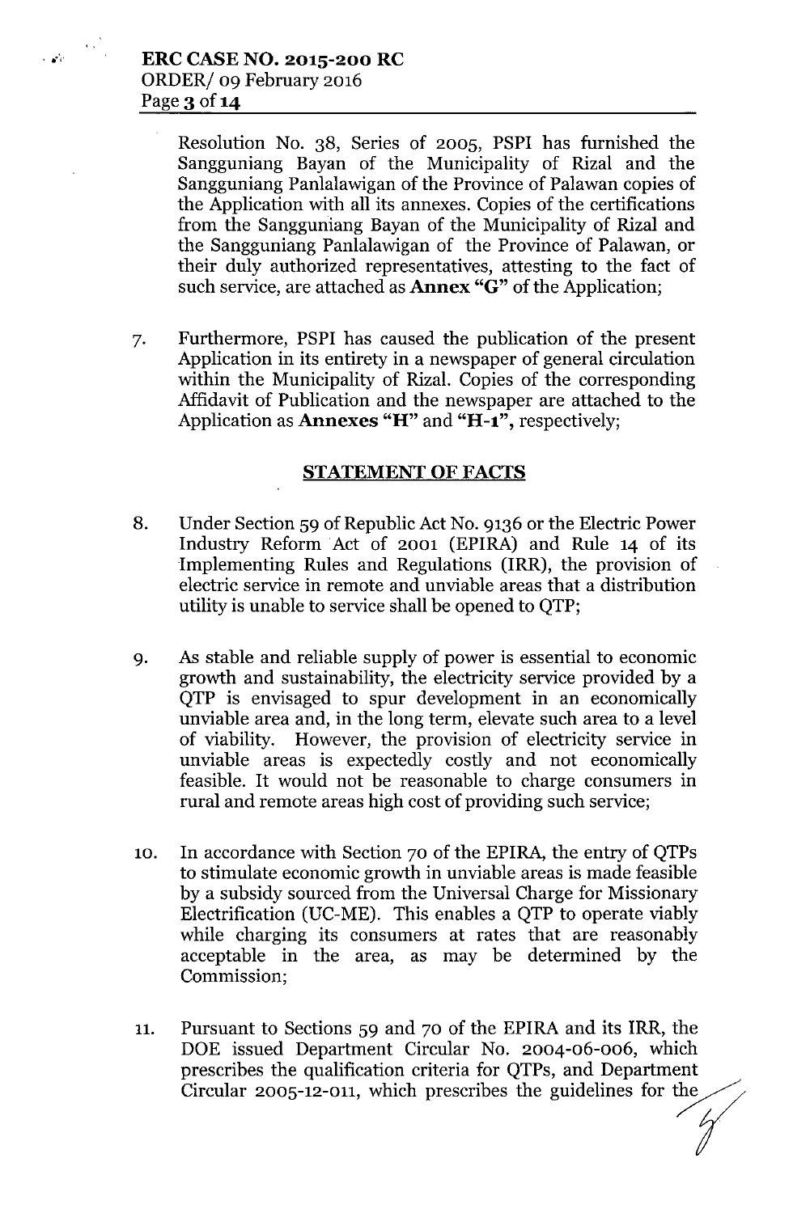Resolution No. 38, Series of 2005, PSPI has furnished the Sangguniang Bayan of the Municipality of Rizal and the Sangguniang Panlalawigan of the Province of Palawan copies of the Application with all its annexes. Copies of the certifications from the Sangguniang Bayan of the Municipality of Rizal and the Sangguniang Panlalawigan of the Province of Palawan, or their duly authorized representatives, attesting to the fact of such service, are attached as **Annex "G"** of the Application;

7. Furthermore, PSPI has caused the publication of the present Application in its entirety in a newspaper of general circulation within the Municipality of Rizal. Copies of the corresponding Affidavit of Publication and the newspaper are attached to the Application as **Annexes "H"** and **"H-1"**, respectively;

## STATEMENT OF FACTS

8. Under Section 59 of Republic Act No. 9136 or the Electric Power Industry Reform Act of 2001 (EPIRA) and Rule 14 of its Implementing Rules and Regulations (IRR), the provision of electric service in remote and unviable areas that a distribution utility is unable to service shall be opened to QTP;

9. As stable and reliable supply of power is essential to economic growth and sustainability, the electricity service provided by a QTP is envisaged to spur development in an economically unviable area and, in the long term, elevate such area to a level of viability. However, the provision of electricity service in unviable areas is expectedly costly and not economically feasible. It would not be reasonable to charge consumers in rural and remote areas high cost of providing such service;

10. In accordance with Section 70 of the EPIRA, the entry of QTPs to stimulate economic growth in unviable areas is made feasible by a subsidy sourced from the Universal Charge for Missionary Electrification (UC-ME). This enables a QTP to operate viably while charging its consumers at rates that are reasonably acceptable in the area, as may be determined by the Commission;

11. Pursuant to Sections 59 and 70 of the EPIRA and its IRR, the DOE issued Department Circular No. 2004-06-006, which prescribes the qualification criteria for QTPs, and Department Circular 2005-12-011, which prescribes the guidelines for the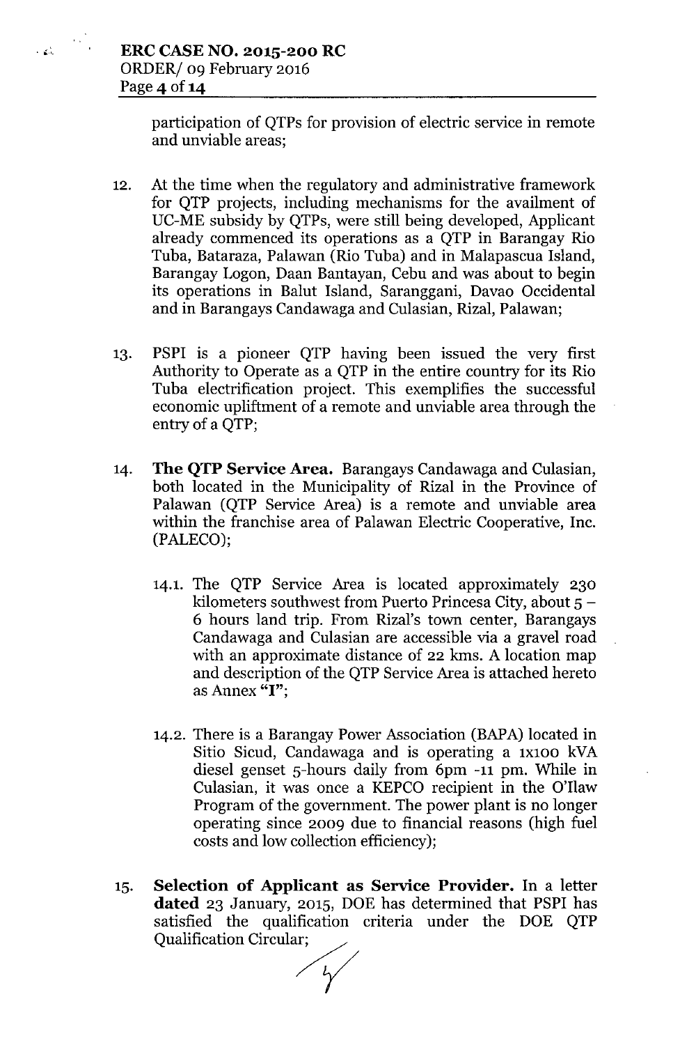participation of QTPs for provision of electric service in remote and unviable areas;

12. At the time when the regulatory and administrative framework for QTP projects, including mechanisms for the availment of UC-ME subsidy by QTPs, were still being developed, Applicant already commenced its operations as a QTP in Barangay Rio Tuba, Bataraza, Palawan (Rio Tuba) and in Malapascua Island, Barangay Logon, Daan Bantayan, Cebu and was about to begin its operations in Balut Island, Saranggani, Davao Occidental and in Barangays Candawaga and Culasian, Rizal, Palawan;

13. PSPI is a pioneer QTP having been issued the very first Authority to Operate as a QTP in the entire country for its Rio Tuba electrification project. This exemplifies the successful economic upliftment of a remote and unviable area through the entry of a QTP;

14. **The QTP Service Area.** Barangays Candawaga and Culasian, both located in the Municipality of Rizal in the Province of Palawan (QTP Service Area) is a remote and unviable area within the franchise area of Palawan Electric Cooperative, Inc. (PALECO);

    14.1. The QTP Service Area is located approximately 230 kilometers southwest from Puerto Princesa City, about 5 – 6 hours land trip. From Rizal's town center, Barangays Candawaga and Culasian are accessible via a gravel road with an approximate distance of 22 kms. A location map and description of the QTP Service Area is attached hereto as Annex **"I"**;

    14.2. There is a Barangay Power Association (BAPA) located in Sitio Sicud, Candawaga and is operating a 1x100 kVA diesel genset 5-hours daily from 6pm -11 pm. While in Culasian, it was once a KEPCO recipient in the O'Ilaw Program of the government. The power plant is no longer operating since 2009 due to financial reasons (high fuel costs and low collection efficiency);

15. **Selection of Applicant as Service Provider.** In a letter **dated** 23 January, 2015, DOE has determined that PSPI has satisfied the qualification criteria under the DOE QTP Qualification Circular;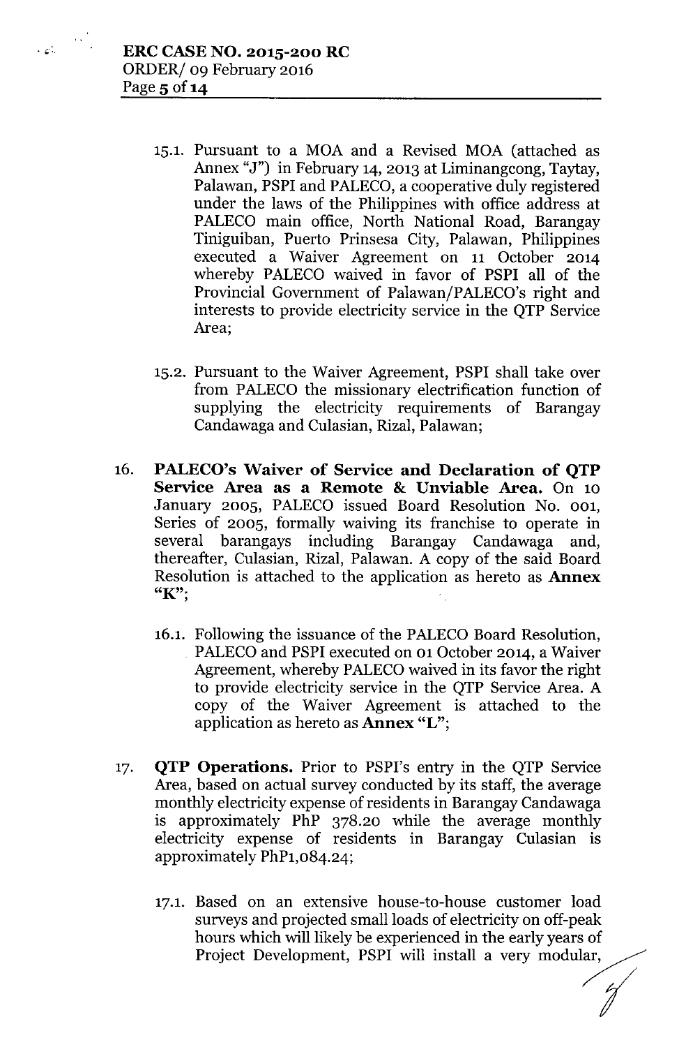15.1. Pursuant to a MOA and a Revised MOA (attached as Annex "J") in February 14, 2013 at Liminangcong, Taytay, Palawan, PSPI and PALECO, a cooperative duly registered under the laws of the Philippines with office address at PALECO main office, North National Road, Barangay Tiniguiban, Puerto Prinsesa City, Palawan, Philippines executed a Waiver Agreement on 11 October 2014 whereby PALECO waived in favor of PSPI all of the Provincial Government of Palawan/PALECO's right and interests to provide electricity service in the QTP Service Area;

15.2. Pursuant to the Waiver Agreement, PSPI shall take over from PALECO the missionary electrification function of supplying the electricity requirements of Barangay Candawaga and Culasian, Rizal, Palawan;

16. **PALECO's Waiver of Service and Declaration of QTP Service Area as a Remote & Unviable Area.** On 10 January 2005, PALECO issued Board Resolution No. 001, Series of 2005, formally waiving its franchise to operate in several barangays including Barangay Candawaga and, thereafter, Culasian, Rizal, Palawan. A copy of the said Board Resolution is attached to the application as hereto as **Annex "K"**;

16.1. Following the issuance of the PALECO Board Resolution, PALECO and PSPI executed on 01 October 2014, a Waiver Agreement, whereby PALECO waived in its favor the right to provide electricity service in the QTP Service Area. A copy of the Waiver Agreement is attached to the application as hereto as **Annex "L"**;

17. **QTP Operations.** Prior to PSPI's entry in the QTP Service Area, based on actual survey conducted by its staff, the average monthly electricity expense of residents in Barangay Candawaga is approximately PhP 378.20 while the average monthly electricity expense of residents in Barangay Culasian is approximately PhP1,084.24;

17.1. Based on an extensive house-to-house customer load surveys and projected small loads of electricity on off-peak hours which will likely be experienced in the early years of Project Development, PSPI will install a very modular,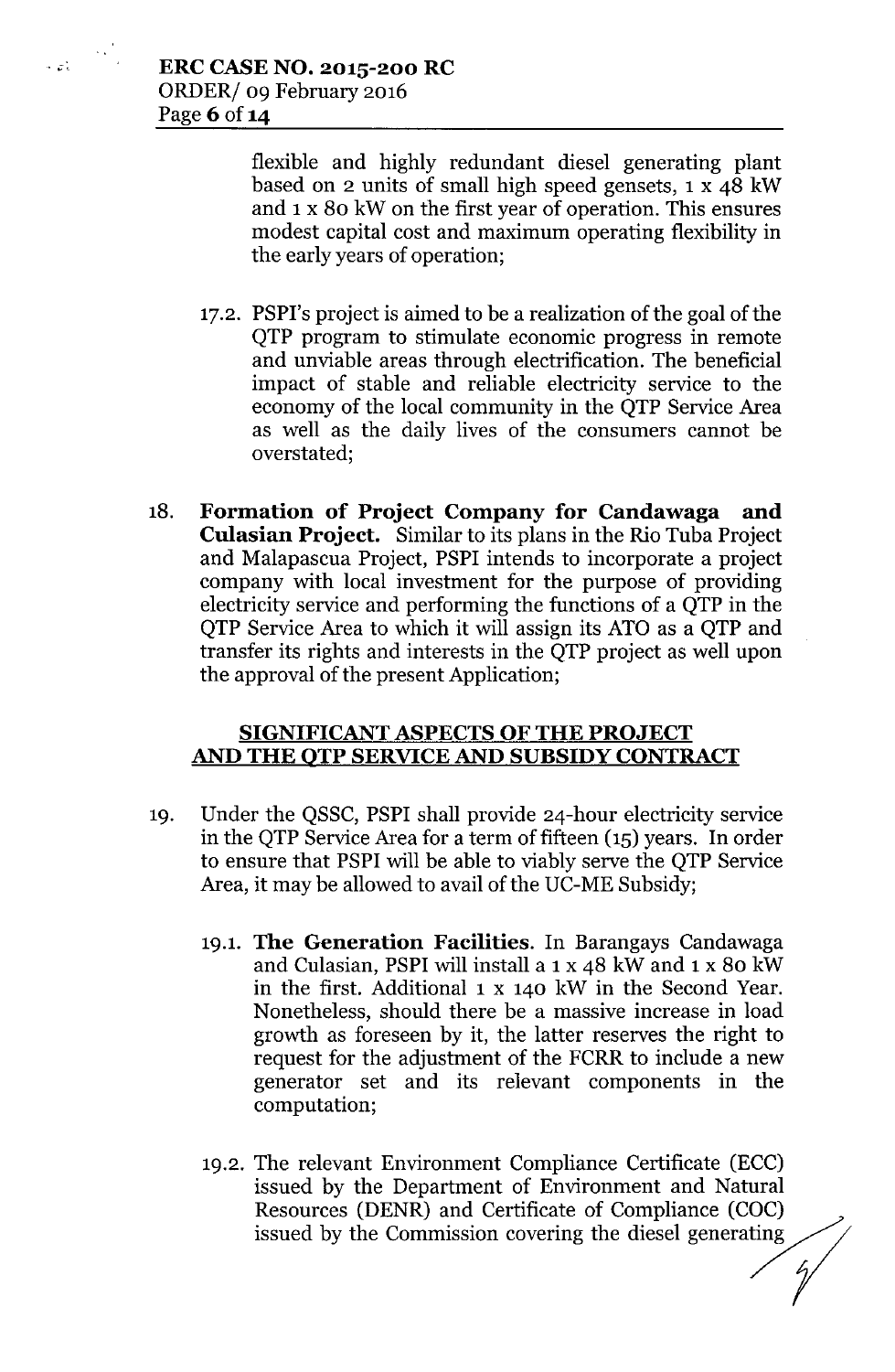flexible and highly redundant diesel generating plant based on 2 units of small high speed gensets, 1 x 48 kW and 1 x 80 kW on the first year of operation. This ensures modest capital cost and maximum operating flexibility in the early years of operation;

17.2. PSPI's project is aimed to be a realization of the goal of the QTP program to stimulate economic progress in remote and unviable areas through electrification. The beneficial impact of stable and reliable electricity service to the economy of the local community in the QTP Service Area as well as the daily lives of the consumers cannot be overstated;

18. **Formation of Project Company for Candawaga and Culasian Project.** Similar to its plans in the Rio Tuba Project and Malapascua Project, PSPI intends to incorporate a project company with local investment for the purpose of providing electricity service and performing the functions of a QTP in the QTP Service Area to which it will assign its ATO as a QTP and transfer its rights and interests in the QTP project as well upon the approval of the present Application;

## SIGNIFICANT ASPECTS OF THE PROJECT AND THE QTP SERVICE AND SUBSIDY CONTRACT

19. Under the QSSC, PSPI shall provide 24-hour electricity service in the QTP Service Area for a term of fifteen (15) years. In order to ensure that PSPI will be able to viably serve the QTP Service Area, it may be allowed to avail of the UC-ME Subsidy;

19.1. **The Generation Facilities.** In Barangays Candawaga and Culasian, PSPI will install a 1 x 48 kW and 1 x 80 kW in the first. Additional 1 x 140 kW in the Second Year. Nonetheless, should there be a massive increase in load growth as foreseen by it, the latter reserves the right to request for the adjustment of the FCRR to include a new generator set and its relevant components in the computation;

19.2. The relevant Environment Compliance Certificate (ECC) issued by the Department of Environment and Natural Resources (DENR) and Certificate of Compliance (COC) issued by the Commission covering the diesel generating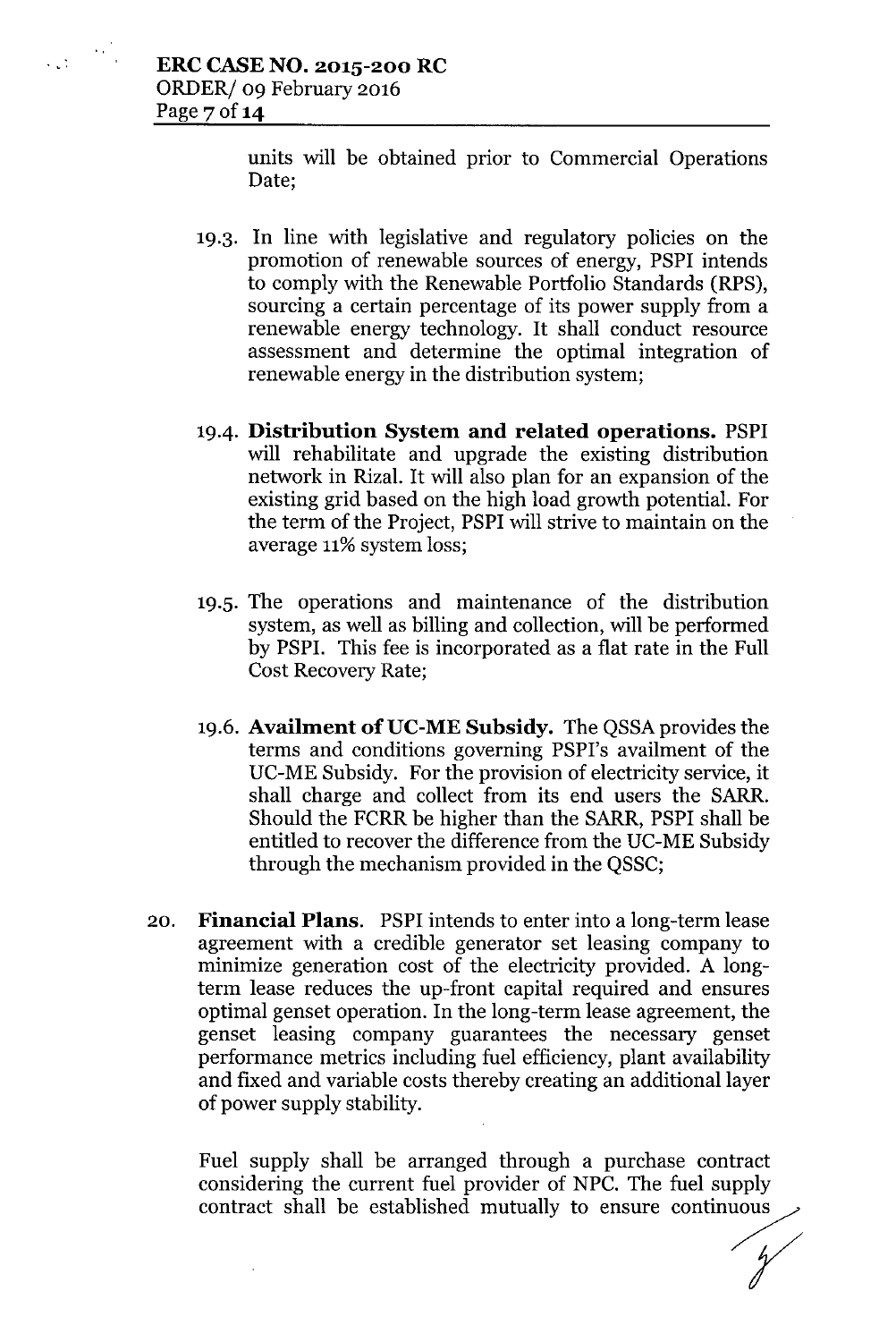units will be obtained prior to Commercial Operations Date;

19.3. In line with legislative and regulatory policies on the promotion of renewable sources of energy, PSPI intends to comply with the Renewable Portfolio Standards (RPS), sourcing a certain percentage of its power supply from a renewable energy technology. It shall conduct resource assessment and determine the optimal integration of renewable energy in the distribution system;

19.4. **Distribution System and related operations.** PSPI will rehabilitate and upgrade the existing distribution network in Rizal. It will also plan for an expansion of the existing grid based on the high load growth potential. For the term of the Project, PSPI will strive to maintain on the average 11% system loss;

19.5. The operations and maintenance of the distribution system, as well as billing and collection, will be performed by PSPI. This fee is incorporated as a flat rate in the Full Cost Recovery Rate;

19.6. **Availment of UC-ME Subsidy.** The QSSA provides the terms and conditions governing PSPI's availment of the UC-ME Subsidy. For the provision of electricity service, it shall charge and collect from its end users the SARR. Should the FCRR be higher than the SARR, PSPI shall be entitled to recover the difference from the UC-ME Subsidy through the mechanism provided in the QSSC;

20. **Financial Plans.** PSPI intends to enter into a long-term lease agreement with a credible generator set leasing company to minimize generation cost of the electricity provided. A long-term lease reduces the up-front capital required and ensures optimal genset operation. In the long-term lease agreement, the genset leasing company guarantees the necessary genset performance metrics including fuel efficiency, plant availability and fixed and variable costs thereby creating an additional layer of power supply stability.

Fuel supply shall be arranged through a purchase contract considering the current fuel provider of NPC. The fuel supply contract shall be established mutually to ensure continuous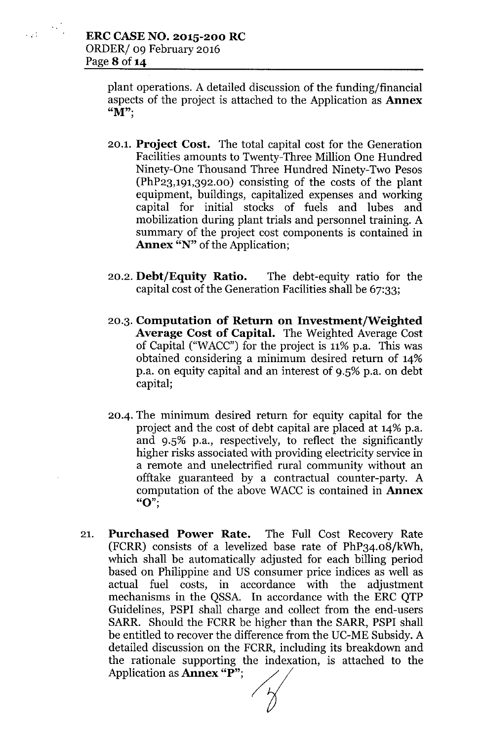plant operations. A detailed discussion of the funding/financial aspects of the project is attached to the Application as **Annex "M"**;

20.1. **Project Cost.** The total capital cost for the Generation Facilities amounts to Twenty-Three Million One Hundred Ninety-One Thousand Three Hundred Ninety-Two Pesos (PhP23,191,392.00) consisting of the costs of the plant equipment, buildings, capitalized expenses and working capital for initial stocks of fuels and lubes and mobilization during plant trials and personnel training. A summary of the project cost components is contained in **Annex "N"** of the Application;

20.2. **Debt/Equity Ratio.** The debt-equity ratio for the capital cost of the Generation Facilities shall be 67:33;

20.3. **Computation of Return on Investment/Weighted Average Cost of Capital.** The Weighted Average Cost of Capital ("WACC") for the project is 11% p.a. This was obtained considering a minimum desired return of 14% p.a. on equity capital and an interest of 9.5% p.a. on debt capital;

20.4. The minimum desired return for equity capital for the project and the cost of debt capital are placed at 14% p.a. and 9.5% p.a., respectively, to reflect the significantly higher risks associated with providing electricity service in a remote and unelectrified rural community without an offtake guaranteed by a contractual counter-party. A computation of the above WACC is contained in **Annex "O"**;

21. **Purchased Power Rate.** The Full Cost Recovery Rate (FCRR) consists of a levelized base rate of PhP34.08/kWh, which shall be automatically adjusted for each billing period based on Philippine and US consumer price indices as well as actual fuel costs, in accordance with the adjustment mechanisms in the QSSA. In accordance with the ERC QTP Guidelines, PSPI shall charge and collect from the end-users SARR. Should the FCRR be higher than the SARR, PSPI shall be entitled to recover the difference from the UC-ME Subsidy. A detailed discussion on the FCRR, including its breakdown and the rationale supporting the indexation, is attached to the Application as **Annex "P"**;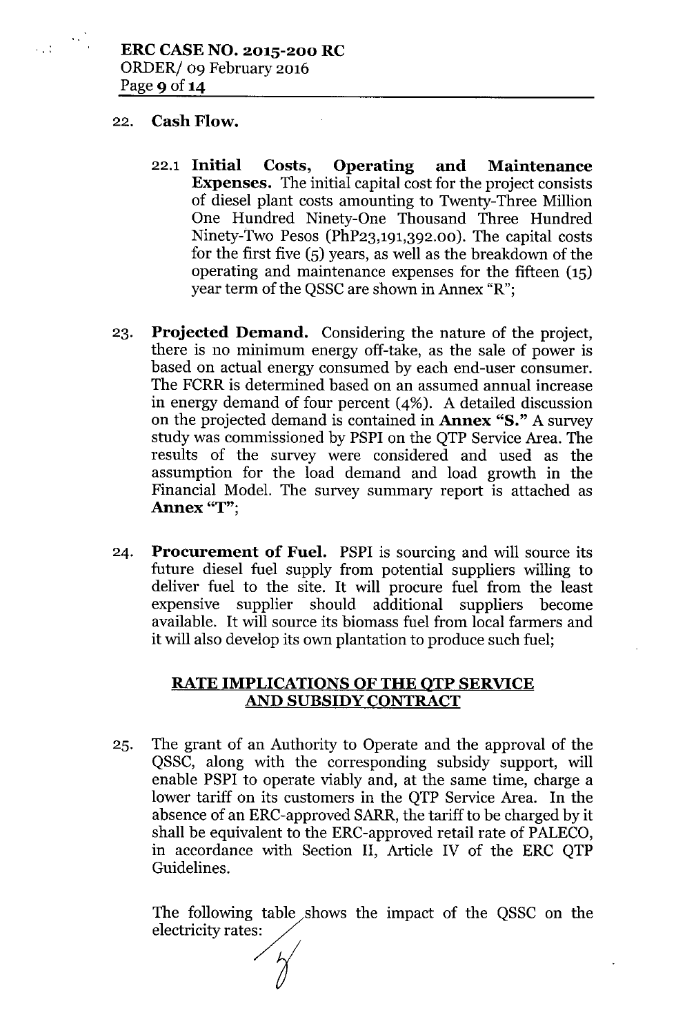22. **Cash Flow.**

    22.1 **Initial Costs, Operating and Maintenance Expenses.** The initial capital cost for the project consists of diesel plant costs amounting to Twenty-Three Million One Hundred Ninety-One Thousand Three Hundred Ninety-Two Pesos (PhP23,191,392.00). The capital costs for the first five (5) years, as well as the breakdown of the operating and maintenance expenses for the fifteen (15) year term of the QSSC are shown in Annex "R";

23. **Projected Demand.** Considering the nature of the project, there is no minimum energy off-take, as the sale of power is based on actual energy consumed by each end-user consumer. The FCRR is determined based on an assumed annual increase in energy demand of four percent (4%). A detailed discussion on the projected demand is contained in **Annex "S."** A survey study was commissioned by PSPI on the QTP Service Area. The results of the survey were considered and used as the assumption for the load demand and load growth in the Financial Model. The survey summary report is attached as **Annex "T"**;

24. **Procurement of Fuel.** PSPI is sourcing and will source its future diesel fuel supply from potential suppliers willing to deliver fuel to the site. It will procure fuel from the least expensive supplier should additional suppliers become available. It will source its biomass fuel from local farmers and it will also develop its own plantation to produce such fuel;

## RATE IMPLICATIONS OF THE QTP SERVICE AND SUBSIDY CONTRACT

25. The grant of an Authority to Operate and the approval of the QSSC, along with the corresponding subsidy support, will enable PSPI to operate viably and, at the same time, charge a lower tariff on its customers in the QTP Service Area. In the absence of an ERC-approved SARR, the tariff to be charged by it shall be equivalent to the ERC-approved retail rate of PALECO, in accordance with Section II, Article IV of the ERC QTP Guidelines.

    The following table shows the impact of the QSSC on the electricity rates: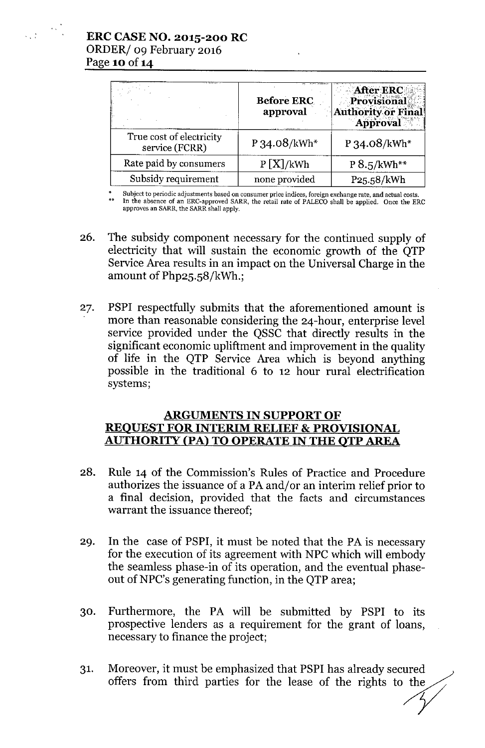| | Before ERC approval | After ERC Provisional Authority or Final Approval |
|---|---|---|
| True cost of electricity service (FCRR) | P 34.08/kWh* | P 34.08/kWh* |
| Rate paid by consumers | P [X]/kWh | P 8.5/kWh** |
| Subsidy requirement | none provided | P25.58/kWh |

\* Subject to periodic adjustments based on consumer price indices, foreign exchange rate, and actual costs.
\*\* In the absence of an ERC-approved SARR, the retail rate of PALECO shall be applied. Once the ERC approves an SARR, the SARR shall apply.

26. The subsidy component necessary for the continued supply of electricity that will sustain the economic growth of the QTP Service Area results in an impact on the Universal Charge in the amount of Php25.58/kWh.;

27. PSPI respectfully submits that the aforementioned amount is more than reasonable considering the 24-hour, enterprise level service provided under the QSSC that directly results in the significant economic upliftment and improvement in the quality of life in the QTP Service Area which is beyond anything possible in the traditional 6 to 12 hour rural electrification systems;

## ARGUMENTS IN SUPPORT OF REQUEST FOR INTERIM RELIEF & PROVISIONAL AUTHORITY (PA) TO OPERATE IN THE QTP AREA

28. Rule 14 of the Commission's Rules of Practice and Procedure authorizes the issuance of a PA and/or an interim relief prior to a final decision, provided that the facts and circumstances warrant the issuance thereof;

29. In the case of PSPI, it must be noted that the PA is necessary for the execution of its agreement with NPC which will embody the seamless phase-in of its operation, and the eventual phase-out of NPC's generating function, in the QTP area;

30. Furthermore, the PA will be submitted by PSPI to its prospective lenders as a requirement for the grant of loans, necessary to finance the project;

31. Moreover, it must be emphasized that PSPI has already secured offers from third parties for the lease of the rights to the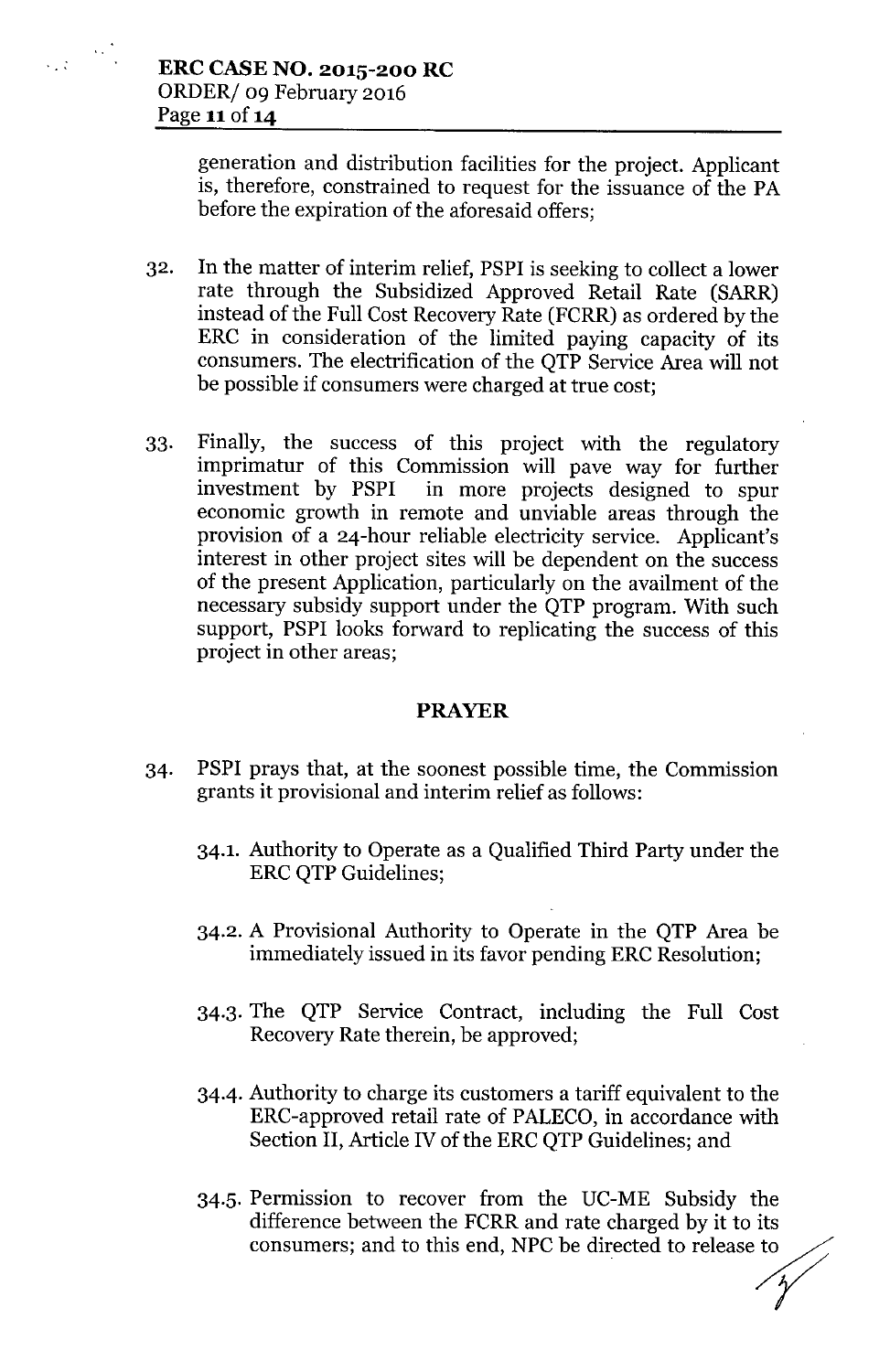generation and distribution facilities for the project. Applicant is, therefore, constrained to request for the issuance of the PA before the expiration of the aforesaid offers;

32. In the matter of interim relief, PSPI is seeking to collect a lower rate through the Subsidized Approved Retail Rate (SARR) instead of the Full Cost Recovery Rate (FCRR) as ordered by the ERC in consideration of the limited paying capacity of its consumers. The electrification of the QTP Service Area will not be possible if consumers were charged at true cost;

33. Finally, the success of this project with the regulatory imprimatur of this Commission will pave way for further investment by PSPI in more projects designed to spur economic growth in remote and unviable areas through the provision of a 24-hour reliable electricity service. Applicant's interest in other project sites will be dependent on the success of the present Application, particularly on the availment of the necessary subsidy support under the QTP program. With such support, PSPI looks forward to replicating the success of this project in other areas;

## PRAYER

34. PSPI prays that, at the soonest possible time, the Commission grants it provisional and interim relief as follows:

    34.1. Authority to Operate as a Qualified Third Party under the ERC QTP Guidelines;

    34.2. A Provisional Authority to Operate in the QTP Area be immediately issued in its favor pending ERC Resolution;

    34.3. The QTP Service Contract, including the Full Cost Recovery Rate therein, be approved;

    34.4. Authority to charge its customers a tariff equivalent to the ERC-approved retail rate of PALECO, in accordance with Section II, Article IV of the ERC QTP Guidelines; and

    34.5. Permission to recover from the UC-ME Subsidy the difference between the FCRR and rate charged by it to its consumers; and to this end, NPC be directed to release to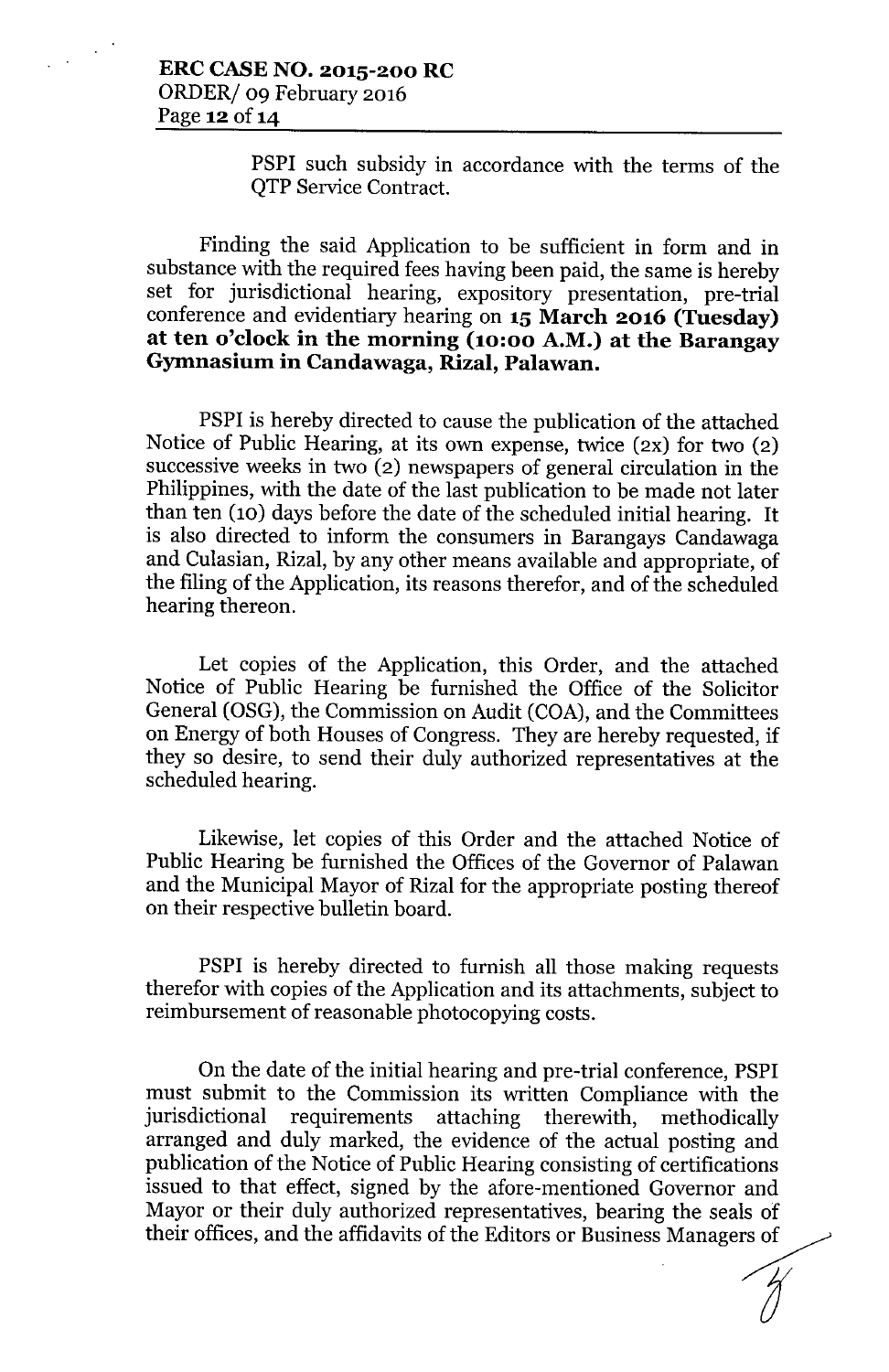PSPI such subsidy in accordance with the terms of the QTP Service Contract.

Finding the said Application to be sufficient in form and in substance with the required fees having been paid, the same is hereby set for jurisdictional hearing, expository presentation, pre-trial conference and evidentiary hearing on **15 March 2016 (Tuesday) at ten o'clock in the morning (10:00 A.M.) at the Barangay Gymnasium in Candawaga, Rizal, Palawan.**

PSPI is hereby directed to cause the publication of the attached Notice of Public Hearing, at its own expense, twice (2x) for two (2) successive weeks in two (2) newspapers of general circulation in the Philippines, with the date of the last publication to be made not later than ten (10) days before the date of the scheduled initial hearing. It is also directed to inform the consumers in Barangays Candawaga and Culasian, Rizal, by any other means available and appropriate, of the filing of the Application, its reasons therefor, and of the scheduled hearing thereon.

Let copies of the Application, this Order, and the attached Notice of Public Hearing be furnished the Office of the Solicitor General (OSG), the Commission on Audit (COA), and the Committees on Energy of both Houses of Congress. They are hereby requested, if they so desire, to send their duly authorized representatives at the scheduled hearing.

Likewise, let copies of this Order and the attached Notice of Public Hearing be furnished the Offices of the Governor of Palawan and the Municipal Mayor of Rizal for the appropriate posting thereof on their respective bulletin board.

PSPI is hereby directed to furnish all those making requests therefor with copies of the Application and its attachments, subject to reimbursement of reasonable photocopying costs.

On the date of the initial hearing and pre-trial conference, PSPI must submit to the Commission its written Compliance with the jurisdictional requirements attaching therewith, methodically arranged and duly marked, the evidence of the actual posting and publication of the Notice of Public Hearing consisting of certifications issued to that effect, signed by the afore-mentioned Governor and Mayor or their duly authorized representatives, bearing the seals of their offices, and the affidavits of the Editors or Business Managers of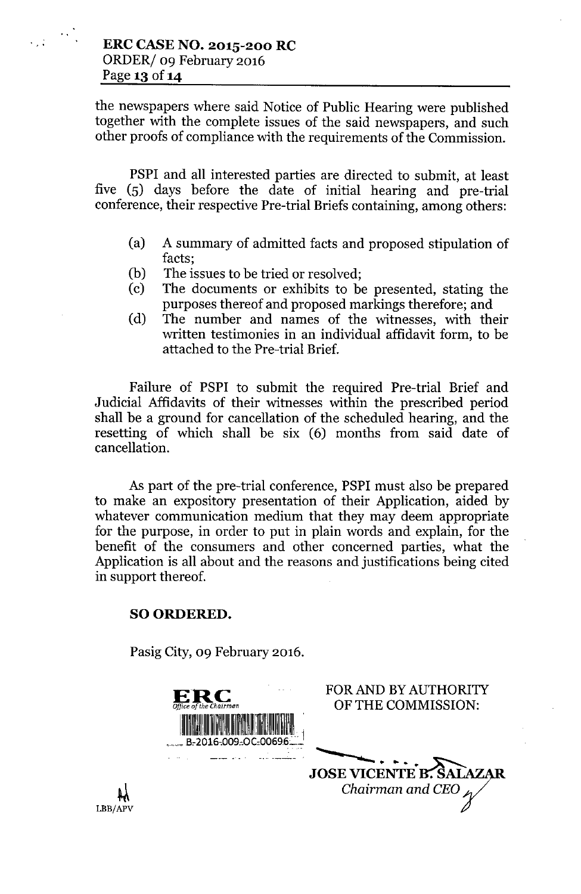the newspapers where said Notice of Public Hearing were published together with the complete issues of the said newspapers, and such other proofs of compliance with the requirements of the Commission.

PSPI and all interested parties are directed to submit, at least five (5) days before the date of initial hearing and pre-trial conference, their respective Pre-trial Briefs containing, among others:

(a) A summary of admitted facts and proposed stipulation of facts;

(b) The issues to be tried or resolved;

(c) The documents or exhibits to be presented, stating the purposes thereof and proposed markings therefore; and

(d) The number and names of the witnesses, with their written testimonies in an individual affidavit form, to be attached to the Pre-trial Brief.

Failure of PSPI to submit the required Pre-trial Brief and Judicial Affidavits of their witnesses within the prescribed period shall be a ground for cancellation of the scheduled hearing, and the resetting of which shall be six (6) months from said date of cancellation.

As part of the pre-trial conference, PSPI must also be prepared to make an expository presentation of their Application, aided by whatever communication medium that they may deem appropriate for the purpose, in order to put in plain words and explain, for the benefit of the consumers and other concerned parties, what the Application is all about and the reasons and justifications being cited in support thereof.

**SO ORDERED.**

Pasig City, 09 February 2016.

ERC *Office of the Chairman*
B-2016-009-OC-00696

FOR AND BY AUTHORITY OF THE COMMISSION:

**JOSE VICENTE B. SALAZAR**
*Chairman and CEO*

LBB/APV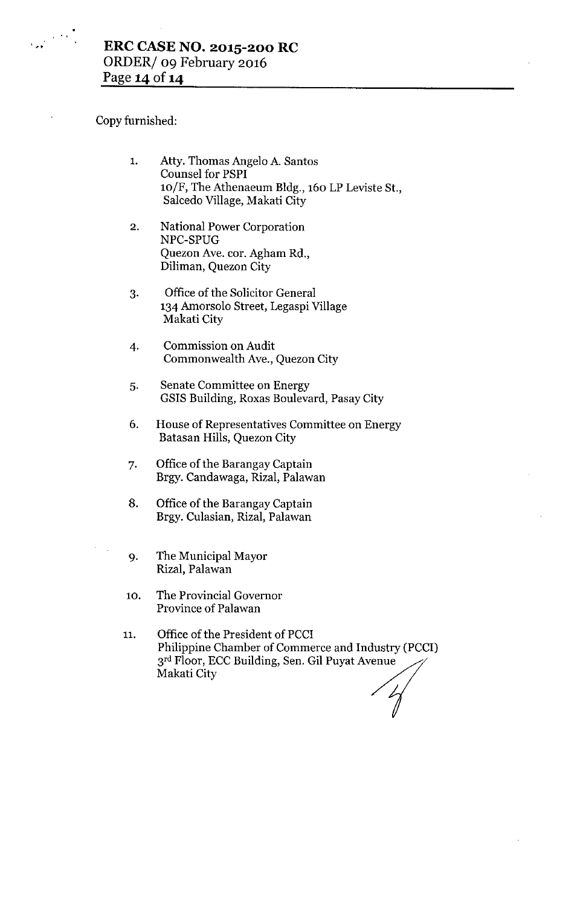Copy furnished:

1. Atty. Thomas Angelo A. Santos
   Counsel for PSPI
   10/F, The Athenaeum Bldg., 160 LP Leviste St.,
   Salcedo Village, Makati City

2. National Power Corporation
   NPC-SPUG
   Quezon Ave. cor. Agham Rd.,
   Diliman, Quezon City

3. Office of the Solicitor General
   134 Amorsolo Street, Legaspi Village
   Makati City

4. Commission on Audit
   Commonwealth Ave., Quezon City

5. Senate Committee on Energy
   GSIS Building, Roxas Boulevard, Pasay City

6. House of Representatives Committee on Energy
   Batasan Hills, Quezon City

7. Office of the Barangay Captain
   Brgy. Candawaga, Rizal, Palawan

8. Office of the Barangay Captain
   Brgy. Culasian, Rizal, Palawan

9. The Municipal Mayor
   Rizal, Palawan

10. The Provincial Governor
    Province of Palawan

11. Office of the President of PCCI
    Philippine Chamber of Commerce and Industry (PCCI)
    3rd Floor, ECC Building, Sen. Gil Puyat Avenue
    Makati City